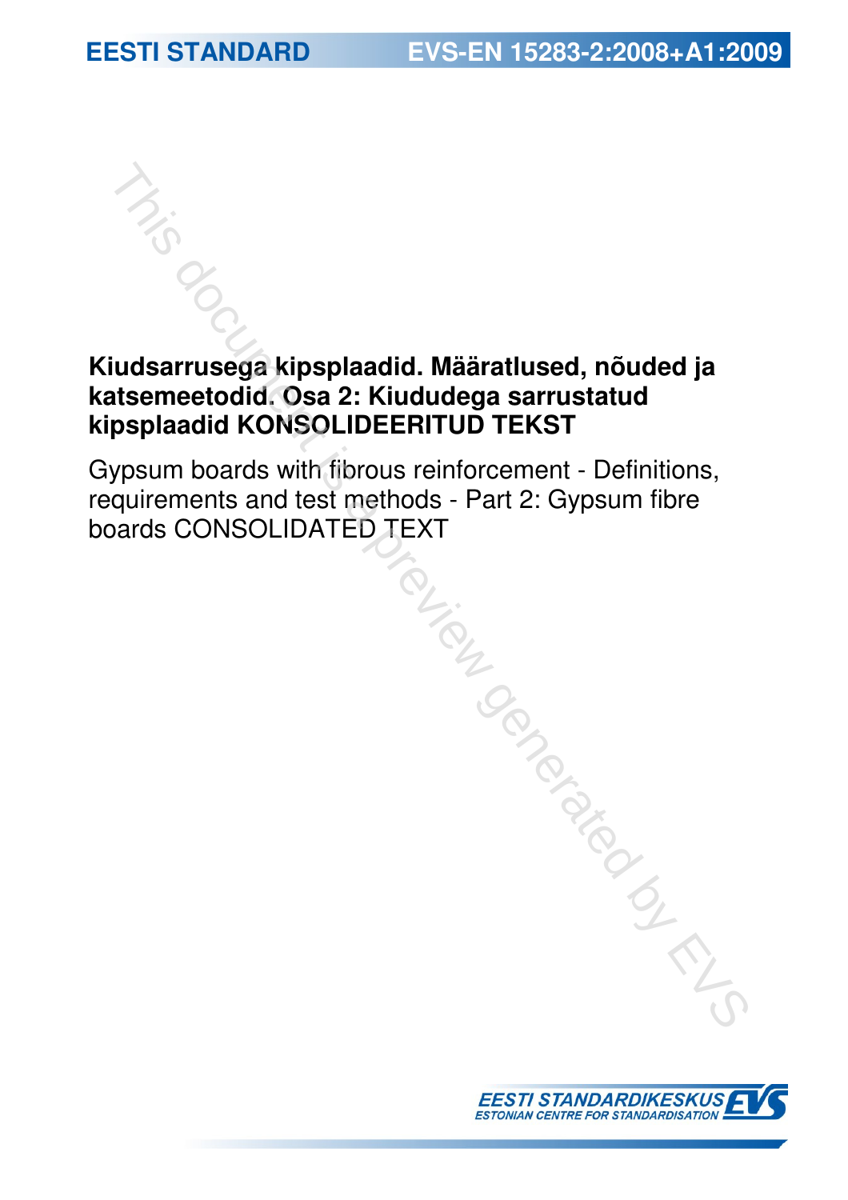EESTI STANDARD EVS-EN 15283-2:2008+A1:2009

# Kiudsarrusega kipsplaadid. Määratlused, nõuded ja katsemeetodid. Osa 2: Kiududega sarrustatud kipsplaadid KONSOLIDEERITUD TEKST

Gypsum boards with fibrous reinforcement - Definitions, requirements and test methods - Part 2: Gypsum fibre boards CONSOLIDATED TEXT

EESTI STANDARDIKESKUS
ESTONIAN CENTRE FOR STANDARDISATION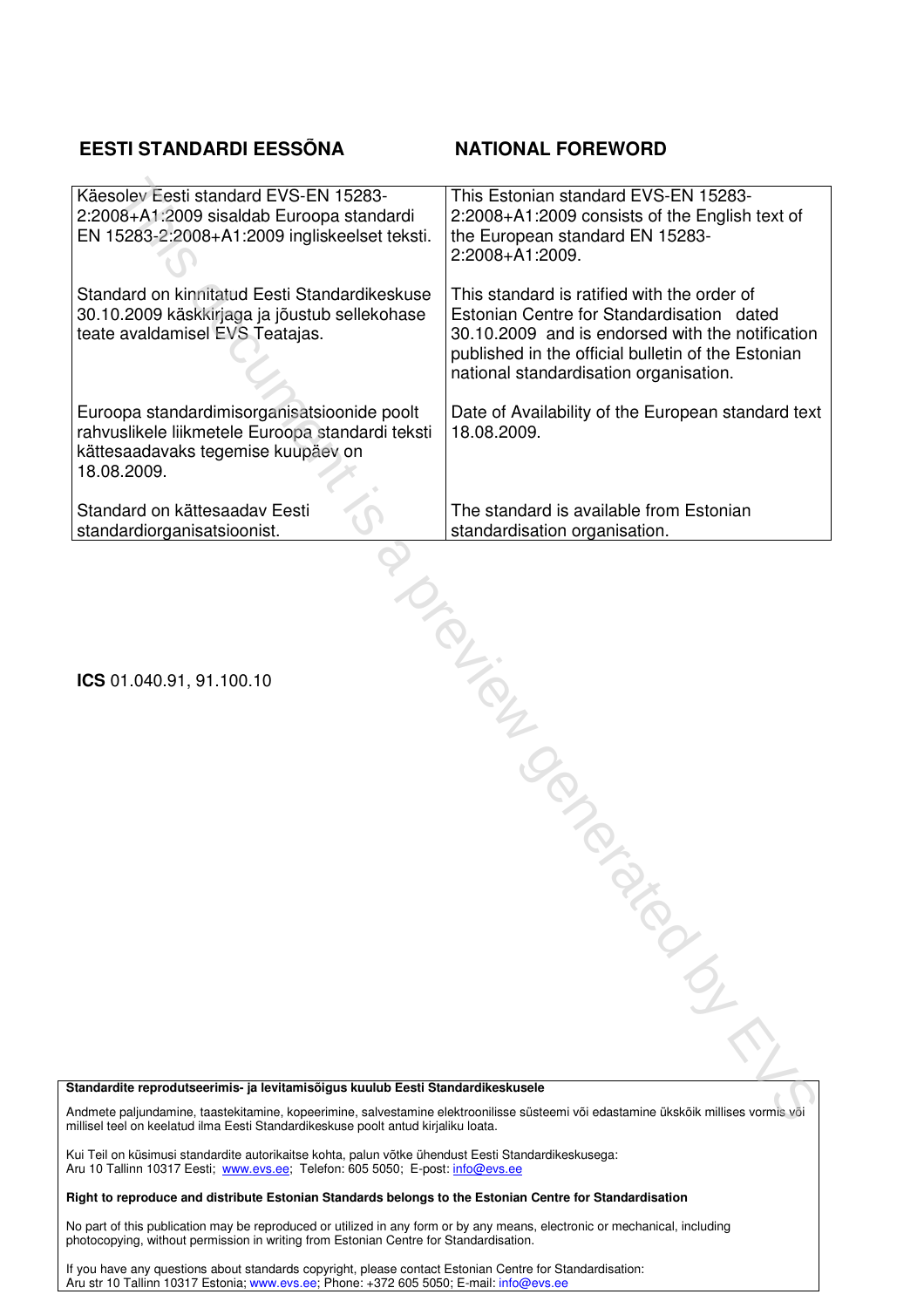| **EESTI STANDARDI EESSÕNA** | **NATIONAL FOREWORD** |
|---|---|
| Käesolev Eesti standard EVS-EN 15283-2:2008+A1:2009 sisaldab Euroopa standardi EN 15283-2:2008+A1:2009 ingliskeelset teksti. | This Estonian standard EVS-EN 15283-2:2008+A1:2009 consists of the English text of the European standard EN 15283-2:2008+A1:2009. |
| Standard on kinnitatud Eesti Standardikeskuse 30.10.2009 käskkirjaga ja jõustub sellekohase teate avaldamisel EVS Teatajas. | This standard is ratified with the order of Estonian Centre for Standardisation dated 30.10.2009 and is endorsed with the notification published in the official bulletin of the Estonian national standardisation organisation. |
| Euroopa standardimisorganisatsioonide poolt rahvuslikele liikmetele Euroopa standardi teksti kättesaadavaks tegemise kuupäev on 18.08.2009. | Date of Availability of the European standard text 18.08.2009. |
| Standard on kättesaadav Eesti standardiorganisatsioonist. | The standard is available from Estonian standardisation organisation. |

**ICS** 01.040.91, 91.100.10

**Standardite reprodutseerimis- ja levitamisõigus kuulub Eesti Standardikeskusele**

Andmete paljundamine, taastekitamine, kopeerimine, salvestamine elektroonilisse süsteemi või edastamine ükskõik millises vormis või millisel teel on keelatud ilma Eesti Standardikeskuse poolt antud kirjaliku loata.

Kui Teil on küsimusi standardite autorikaitse kohta, palun võtke ühendust Eesti Standardikeskusega:
Aru 10 Tallinn 10317 Eesti; www.evs.ee; Telefon: 605 5050; E-post: info@evs.ee

**Right to reproduce and distribute Estonian Standards belongs to the Estonian Centre for Standardisation**

No part of this publication may be reproduced or utilized in any form or by any means, electronic or mechanical, including photocopying, without permission in writing from Estonian Centre for Standardisation.

If you have any questions about standards copyright, please contact Estonian Centre for Standardisation:
Aru str 10 Tallinn 10317 Estonia; www.evs.ee; Phone: +372 605 5050; E-mail: info@evs.ee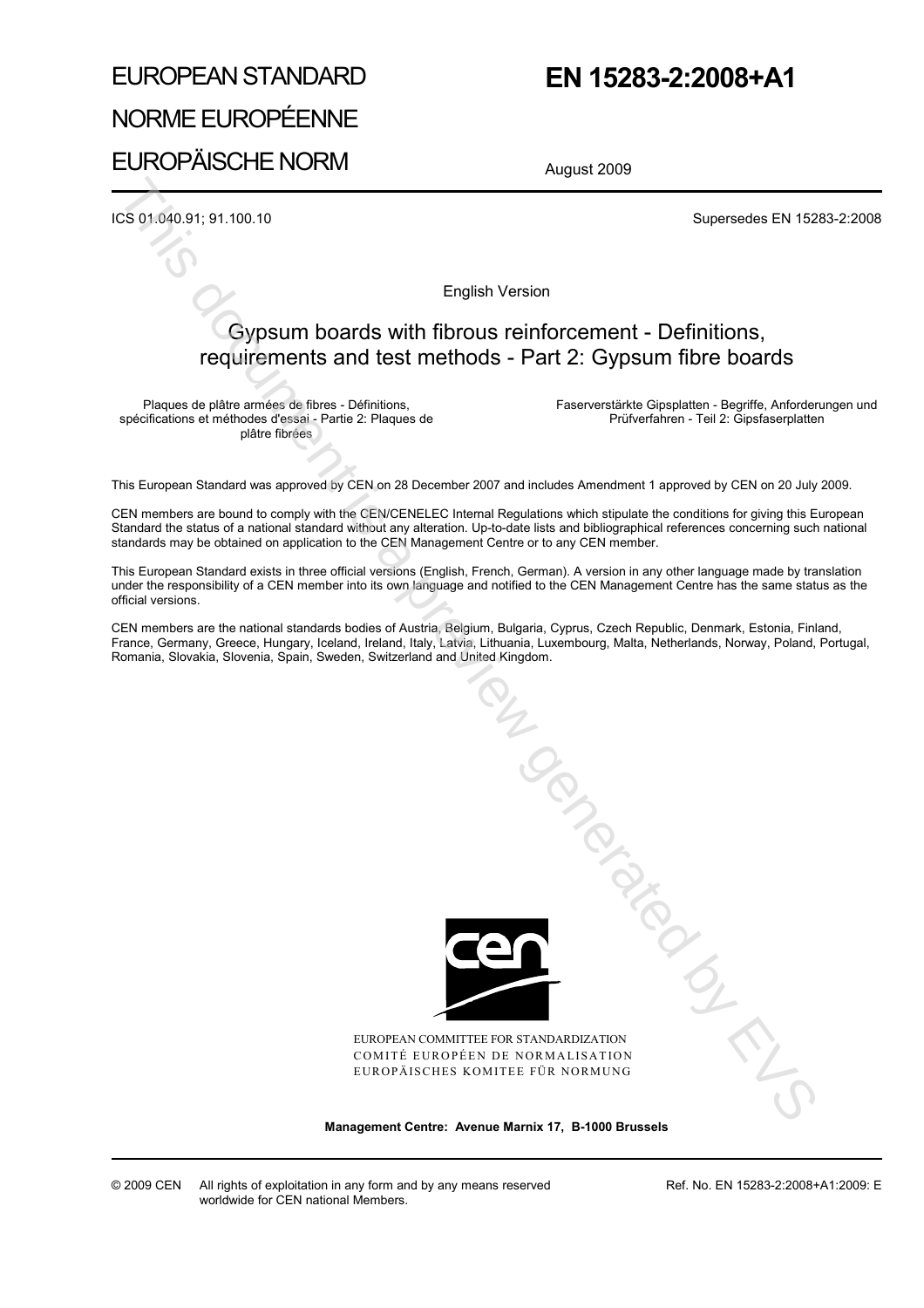# EUROPEAN STANDARD

# NORME EUROPÉENNE

# EUROPÄISCHE NORM

# EN 15283-2:2008+A1

August 2009

ICS 01.040.91; 91.100.10

Supersedes EN 15283-2:2008

English Version

## Gypsum boards with fibrous reinforcement - Definitions, requirements and test methods - Part 2: Gypsum fibre boards

Plaques de plâtre armées de fibres - Définitions, spécifications et méthodes d'essai - Partie 2: Plaques de plâtre fibrées

Faserverstärkte Gipsplatten - Begriffe, Anforderungen und Prüfverfahren - Teil 2: Gipsfaserplatten

This European Standard was approved by CEN on 28 December 2007 and includes Amendment 1 approved by CEN on 20 July 2009.

CEN members are bound to comply with the CEN/CENELEC Internal Regulations which stipulate the conditions for giving this European Standard the status of a national standard without any alteration. Up-to-date lists and bibliographical references concerning such national standards may be obtained on application to the CEN Management Centre or to any CEN member.

This European Standard exists in three official versions (English, French, German). A version in any other language made by translation under the responsibility of a CEN member into its own language and notified to the CEN Management Centre has the same status as the official versions.

CEN members are the national standards bodies of Austria, Belgium, Bulgaria, Cyprus, Czech Republic, Denmark, Estonia, Finland, France, Germany, Greece, Hungary, Iceland, Ireland, Italy, Latvia, Lithuania, Luxembourg, Malta, Netherlands, Norway, Poland, Portugal, Romania, Slovakia, Slovenia, Spain, Sweden, Switzerland and United Kingdom.

EUROPEAN COMMITTEE FOR STANDARDIZATION
COMITÉ EUROPÉEN DE NORMALISATION
EUROPÄISCHES KOMITEE FÜR NORMUNG

**Management Centre: Avenue Marnix 17, B-1000 Brussels**

© 2009 CEN All rights of exploitation in any form and by any means reserved worldwide for CEN national Members.

Ref. No. EN 15283-2:2008+A1:2009: E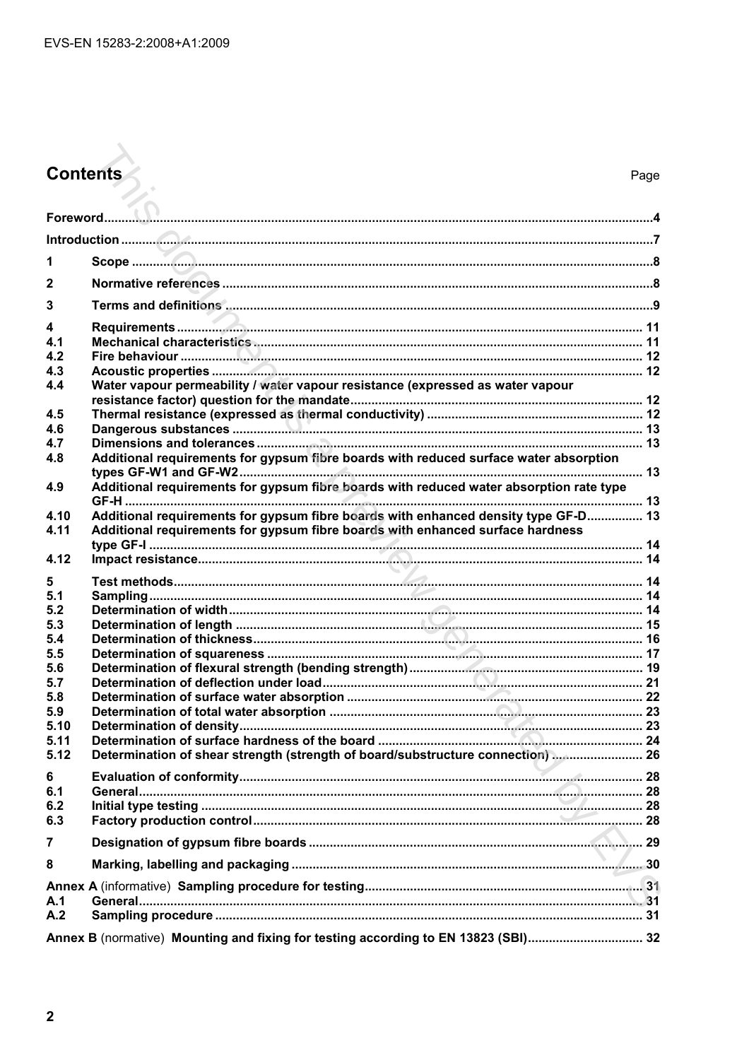# Contents

Page

| | | |
|---|---|---|
| Foreword | | 4 |
| Introduction | | 7 |
| 1 | Scope | 8 |
| 2 | Normative references | 8 |
| 3 | Terms and definitions | 9 |
| 4 | Requirements | 11 |
| 4.1 | Mechanical characteristics | 11 |
| 4.2 | Fire behaviour | 12 |
| 4.3 | Acoustic properties | 12 |
| 4.4 | Water vapour permeability / water vapour resistance (expressed as water vapour resistance factor) question for the mandate | 12 |
| 4.5 | Thermal resistance (expressed as thermal conductivity) | 12 |
| 4.6 | Dangerous substances | 13 |
| 4.7 | Dimensions and tolerances | 13 |
| 4.8 | Additional requirements for gypsum fibre boards with reduced surface water absorption types GF-W1 and GF-W2 | 13 |
| 4.9 | Additional requirements for gypsum fibre boards with reduced water absorption rate type GF-H | 13 |
| 4.10 | Additional requirements for gypsum fibre boards with enhanced density type GF-D | 13 |
| 4.11 | Additional requirements for gypsum fibre boards with enhanced surface hardness type GF-I | 14 |
| 4.12 | Impact resistance | 14 |
| 5 | Test methods | 14 |
| 5.1 | Sampling | 14 |
| 5.2 | Determination of width | 14 |
| 5.3 | Determination of length | 15 |
| 5.4 | Determination of thickness | 16 |
| 5.5 | Determination of squareness | 17 |
| 5.6 | Determination of flexural strength (bending strength) | 19 |
| 5.7 | Determination of deflection under load | 21 |
| 5.8 | Determination of surface water absorption | 22 |
| 5.9 | Determination of total water absorption | 23 |
| 5.10 | Determination of density | 23 |
| 5.11 | Determination of surface hardness of the board | 24 |
| 5.12 | Determination of shear strength (strength of board/substructure connection) | 26 |
| 6 | Evaluation of conformity | 28 |
| 6.1 | General | 28 |
| 6.2 | Initial type testing | 28 |
| 6.3 | Factory production control | 28 |
| 7 | Designation of gypsum fibre boards | 29 |
| 8 | Marking, labelling and packaging | 30 |
| Annex A (informative) | Sampling procedure for testing | 31 |
| A.1 | General | 31 |
| A.2 | Sampling procedure | 31 |
| Annex B (normative) | Mounting and fixing for testing according to EN 13823 (SBI) | 32 |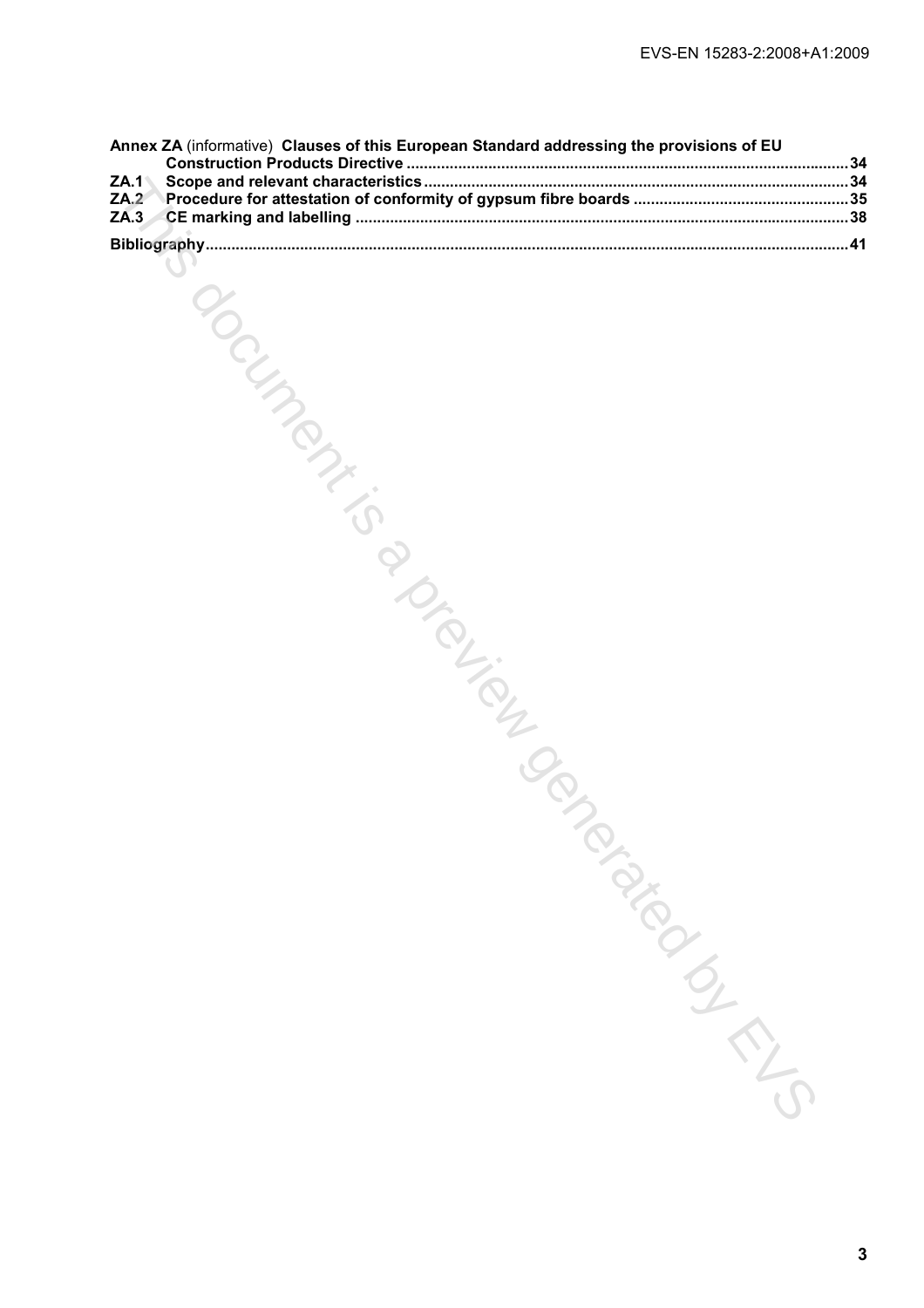**Annex ZA** (informative) **Clauses of this European Standard addressing the provisions of EU Construction Products Directive** ..................................................................................................... 34

**ZA.1 Scope and relevant characteristics** ................................................................................................ 34

**ZA.2 Procedure for attestation of conformity of gypsum fibre boards** ................................................ 35

**ZA.3 CE marking and labelling** ................................................................................................................ 38

**Bibliography** ............................................................................................................................................. 41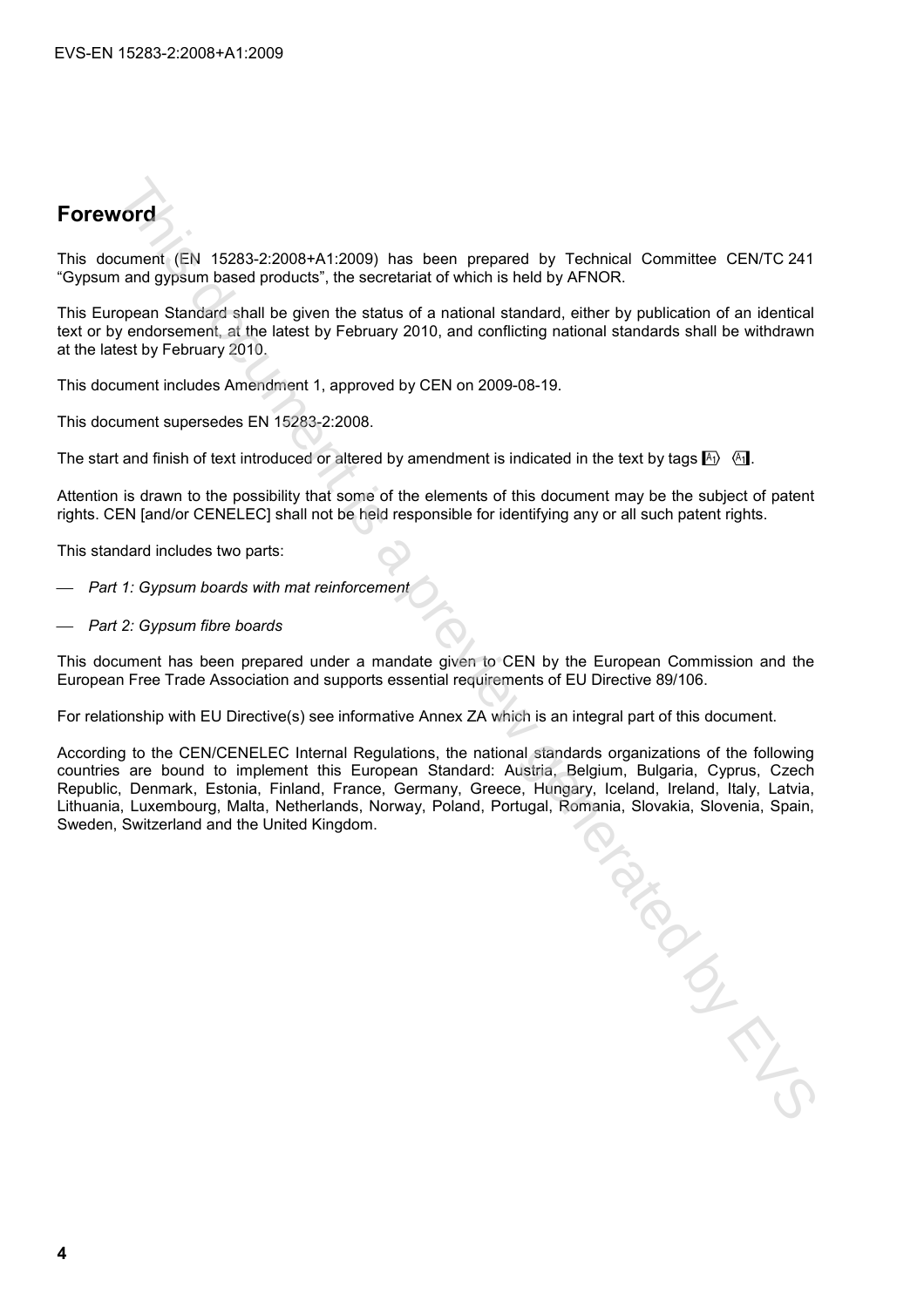## Foreword

This document (EN 15283-2:2008+A1:2009) has been prepared by Technical Committee CEN/TC 241 "Gypsum and gypsum based products", the secretariat of which is held by AFNOR.

This European Standard shall be given the status of a national standard, either by publication of an identical text or by endorsement, at the latest by February 2010, and conflicting national standards shall be withdrawn at the latest by February 2010.

This document includes Amendment 1, approved by CEN on 2009-08-19.

This document supersedes EN 15283-2:2008.

The start and finish of text introduced or altered by amendment is indicated in the text by tags [A1⟩ ⟨A1].

Attention is drawn to the possibility that some of the elements of this document may be the subject of patent rights. CEN [and/or CENELEC] shall not be held responsible for identifying any or all such patent rights.

This standard includes two parts:

— *Part 1: Gypsum boards with mat reinforcement*

— *Part 2: Gypsum fibre boards*

This document has been prepared under a mandate given to CEN by the European Commission and the European Free Trade Association and supports essential requirements of EU Directive 89/106.

For relationship with EU Directive(s) see informative Annex ZA which is an integral part of this document.

According to the CEN/CENELEC Internal Regulations, the national standards organizations of the following countries are bound to implement this European Standard: Austria, Belgium, Bulgaria, Cyprus, Czech Republic, Denmark, Estonia, Finland, France, Germany, Greece, Hungary, Iceland, Ireland, Italy, Latvia, Lithuania, Luxembourg, Malta, Netherlands, Norway, Poland, Portugal, Romania, Slovakia, Slovenia, Spain, Sweden, Switzerland and the United Kingdom.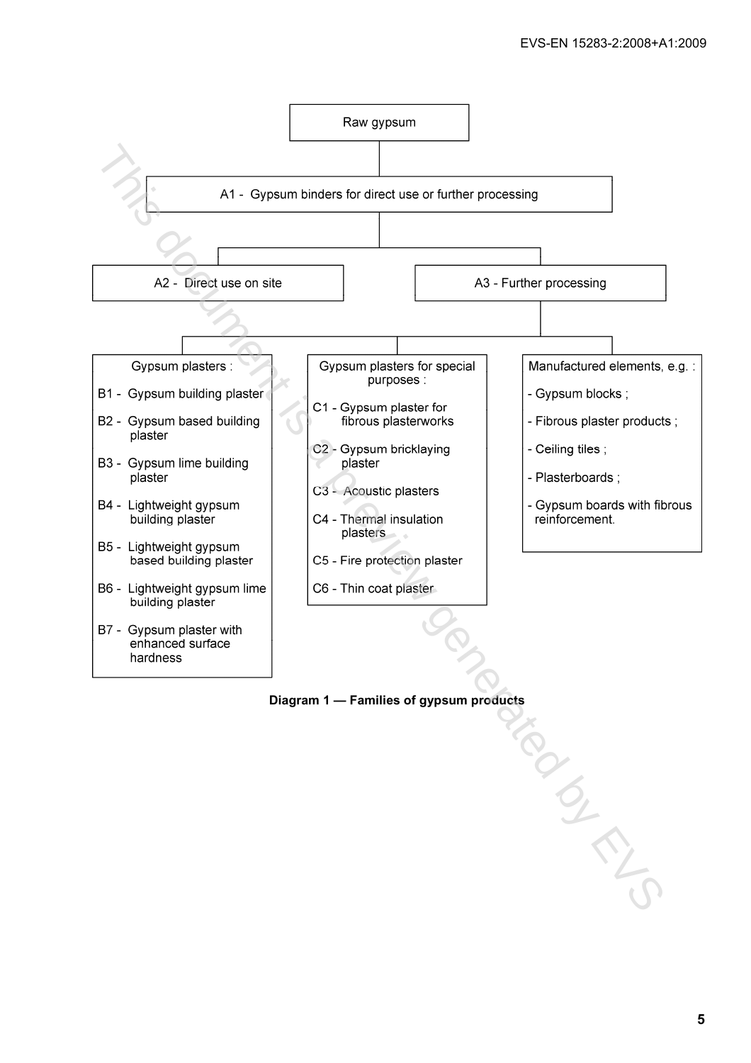Raw gypsum

A1 - Gypsum binders for direct use or further processing

A2 - Direct use on site

A3 - Further processing

Gypsum plasters :

B1 - Gypsum building plaster

B2 - Gypsum based building plaster

B3 - Gypsum lime building plaster

B4 - Lightweight gypsum building plaster

B5 - Lightweight gypsum based building plaster

B6 - Lightweight gypsum lime building plaster

B7 - Gypsum plaster with enhanced surface hardness

Gypsum plasters for special purposes :

C1 - Gypsum plaster for fibrous plasterworks

C2 - Gypsum bricklaying plaster

C3 - Acoustic plasters

C4 - Thermal insulation plasters

C5 - Fire protection plaster

C6 - Thin coat plaster

Manufactured elements, e.g. :

- Gypsum blocks ;
- Fibrous plaster products ;
- Ceiling tiles ;
- Plasterboards ;
- Gypsum boards with fibrous reinforcement.

**Diagram 1 — Families of gypsum products**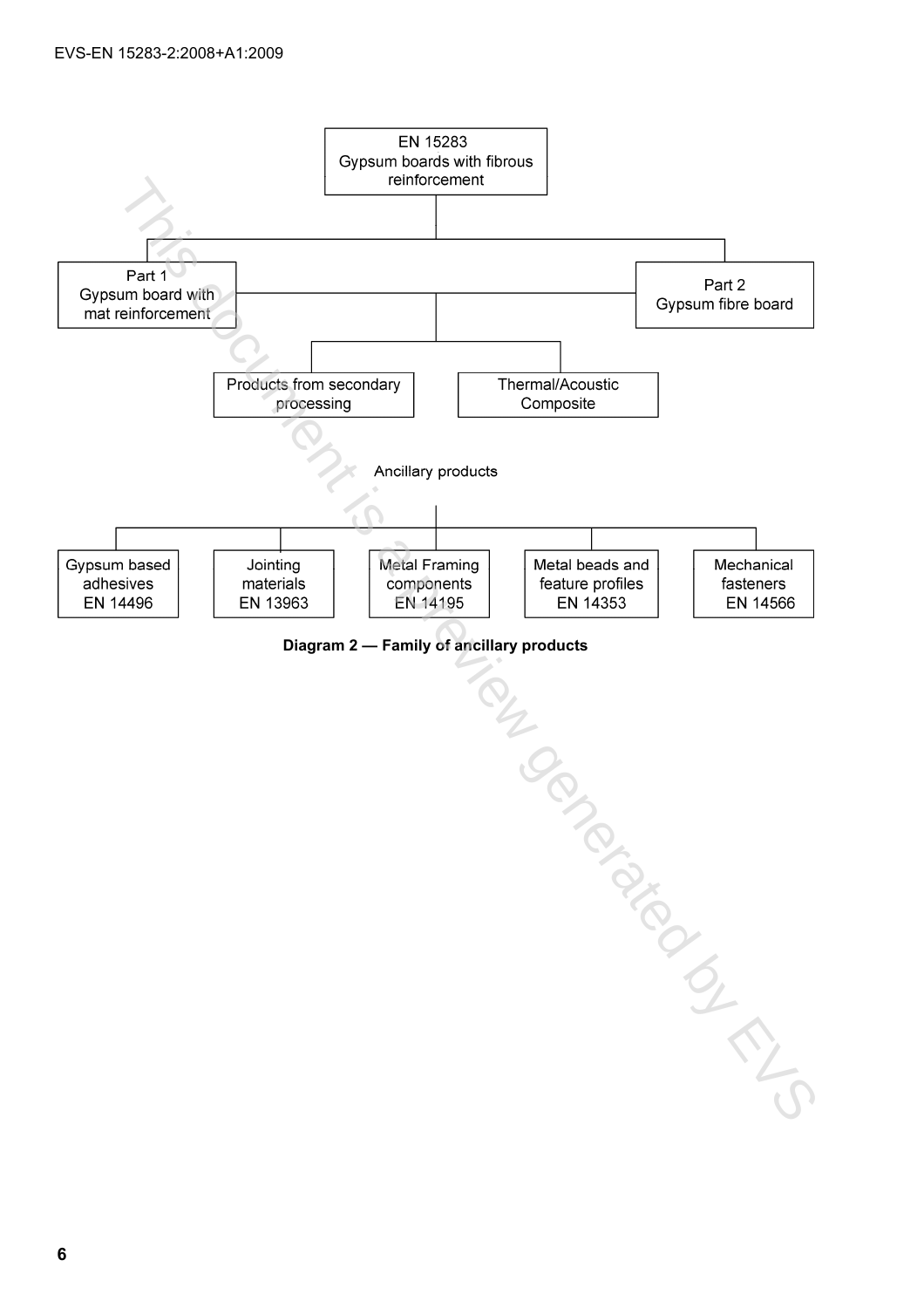EN 15283
Gypsum boards with fibrous reinforcement

Part 1
Gypsum board with mat reinforcement

Part 2
Gypsum fibre board

Products from secondary processing

Thermal/Acoustic Composite

Ancillary products

Gypsum based adhesives EN 14496

Jointing materials EN 13963

Metal Framing components EN 14195

Metal beads and feature profiles EN 14353

Mechanical fasteners EN 14566

**Diagram 2 — Family of ancillary products**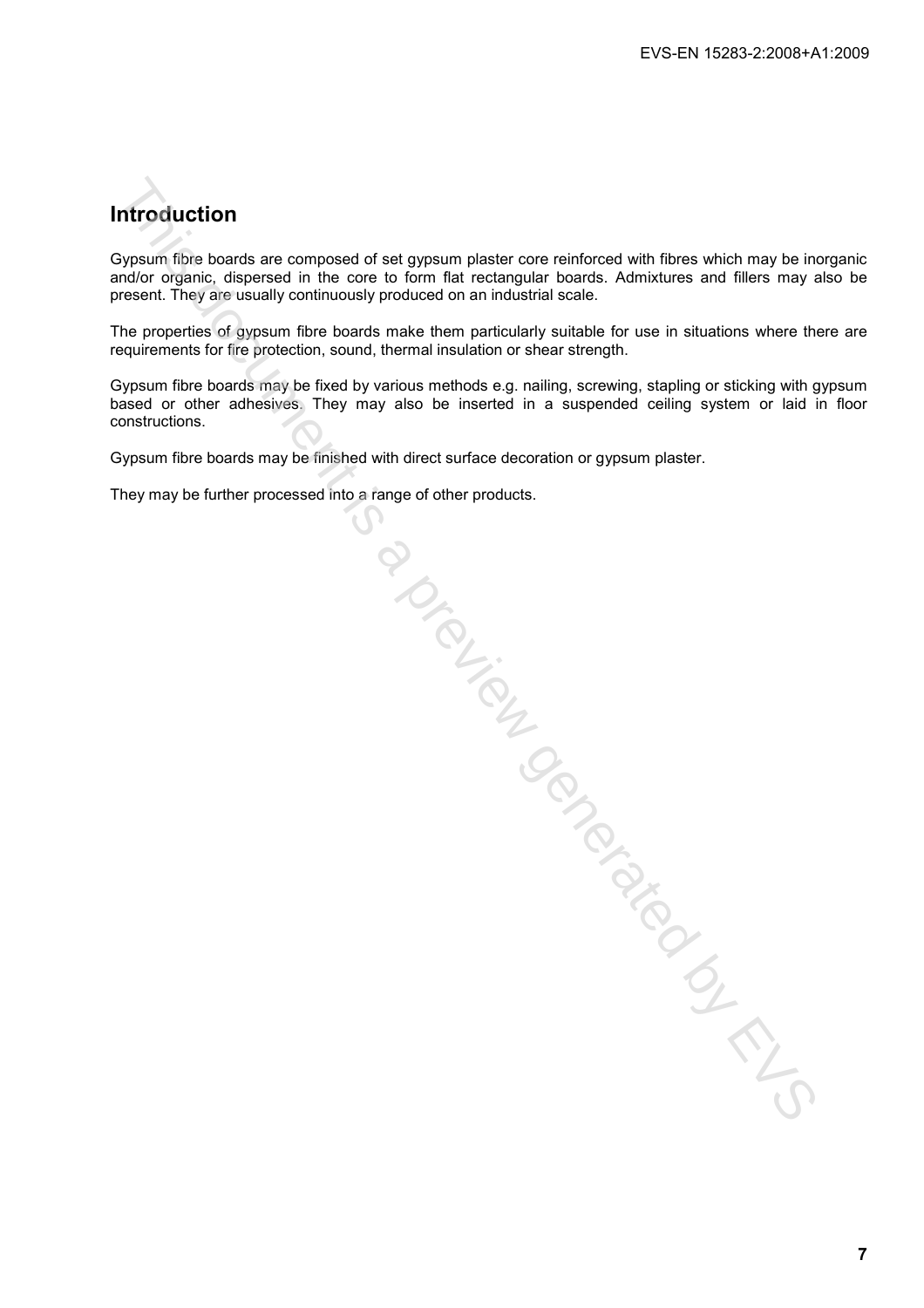## Introduction

Gypsum fibre boards are composed of set gypsum plaster core reinforced with fibres which may be inorganic and/or organic, dispersed in the core to form flat rectangular boards. Admixtures and fillers may also be present. They are usually continuously produced on an industrial scale.

The properties of gypsum fibre boards make them particularly suitable for use in situations where there are requirements for fire protection, sound, thermal insulation or shear strength.

Gypsum fibre boards may be fixed by various methods e.g. nailing, screwing, stapling or sticking with gypsum based or other adhesives. They may also be inserted in a suspended ceiling system or laid in floor constructions.

Gypsum fibre boards may be finished with direct surface decoration or gypsum plaster.

They may be further processed into a range of other products.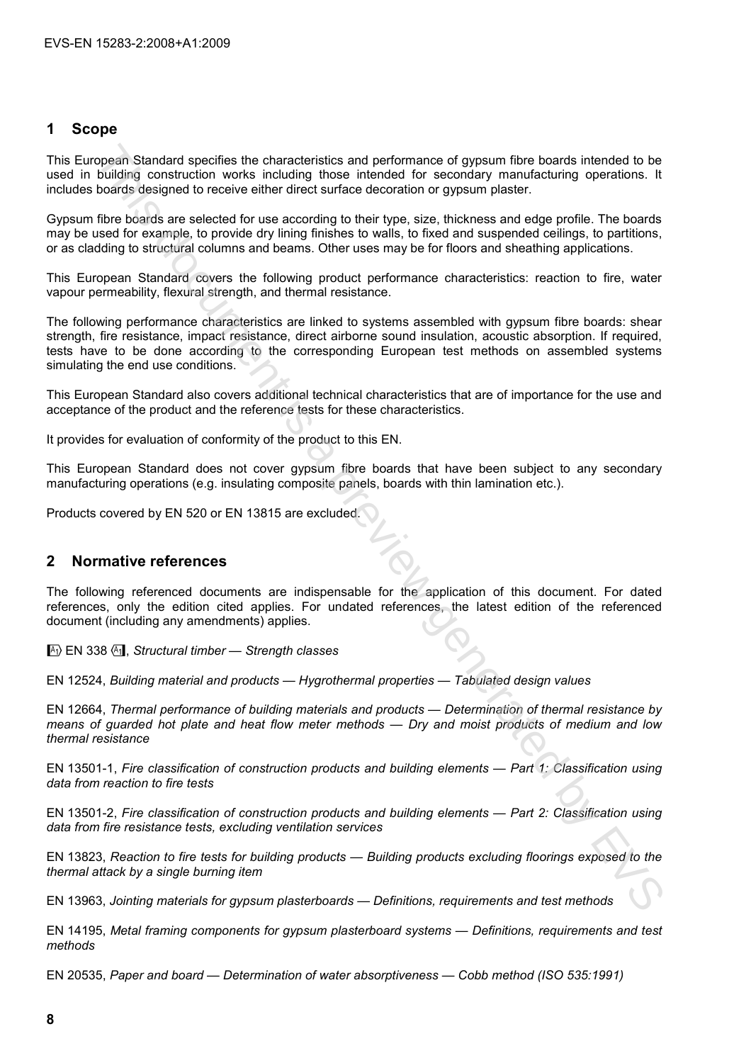## 1 Scope

This European Standard specifies the characteristics and performance of gypsum fibre boards intended to be used in building construction works including those intended for secondary manufacturing operations. It includes boards designed to receive either direct surface decoration or gypsum plaster.

Gypsum fibre boards are selected for use according to their type, size, thickness and edge profile. The boards may be used for example, to provide dry lining finishes to walls, to fixed and suspended ceilings, to partitions, or as cladding to structural columns and beams. Other uses may be for floors and sheathing applications.

This European Standard covers the following product performance characteristics: reaction to fire, water vapour permeability, flexural strength, and thermal resistance.

The following performance characteristics are linked to systems assembled with gypsum fibre boards: shear strength, fire resistance, impact resistance, direct airborne sound insulation, acoustic absorption. If required, tests have to be done according to the corresponding European test methods on assembled systems simulating the end use conditions.

This European Standard also covers additional technical characteristics that are of importance for the use and acceptance of the product and the reference tests for these characteristics.

It provides for evaluation of conformity of the product to this EN.

This European Standard does not cover gypsum fibre boards that have been subject to any secondary manufacturing operations (e.g. insulating composite panels, boards with thin lamination etc.).

Products covered by EN 520 or EN 13815 are excluded.

## 2 Normative references

The following referenced documents are indispensable for the application of this document. For dated references, only the edition cited applies. For undated references, the latest edition of the referenced document (including any amendments) applies.

[A1) EN 338 (A1], *Structural timber — Strength classes*

EN 12524, *Building material and products — Hygrothermal properties — Tabulated design values*

EN 12664, *Thermal performance of building materials and products — Determination of thermal resistance by means of guarded hot plate and heat flow meter methods — Dry and moist products of medium and low thermal resistance*

EN 13501-1, *Fire classification of construction products and building elements — Part 1: Classification using data from reaction to fire tests*

EN 13501-2, *Fire classification of construction products and building elements — Part 2: Classification using data from fire resistance tests, excluding ventilation services*

EN 13823, *Reaction to fire tests for building products — Building products excluding floorings exposed to the thermal attack by a single burning item*

EN 13963, *Jointing materials for gypsum plasterboards — Definitions, requirements and test methods*

EN 14195, *Metal framing components for gypsum plasterboard systems — Definitions, requirements and test methods*

EN 20535, *Paper and board — Determination of water absorptiveness — Cobb method (ISO 535:1991)*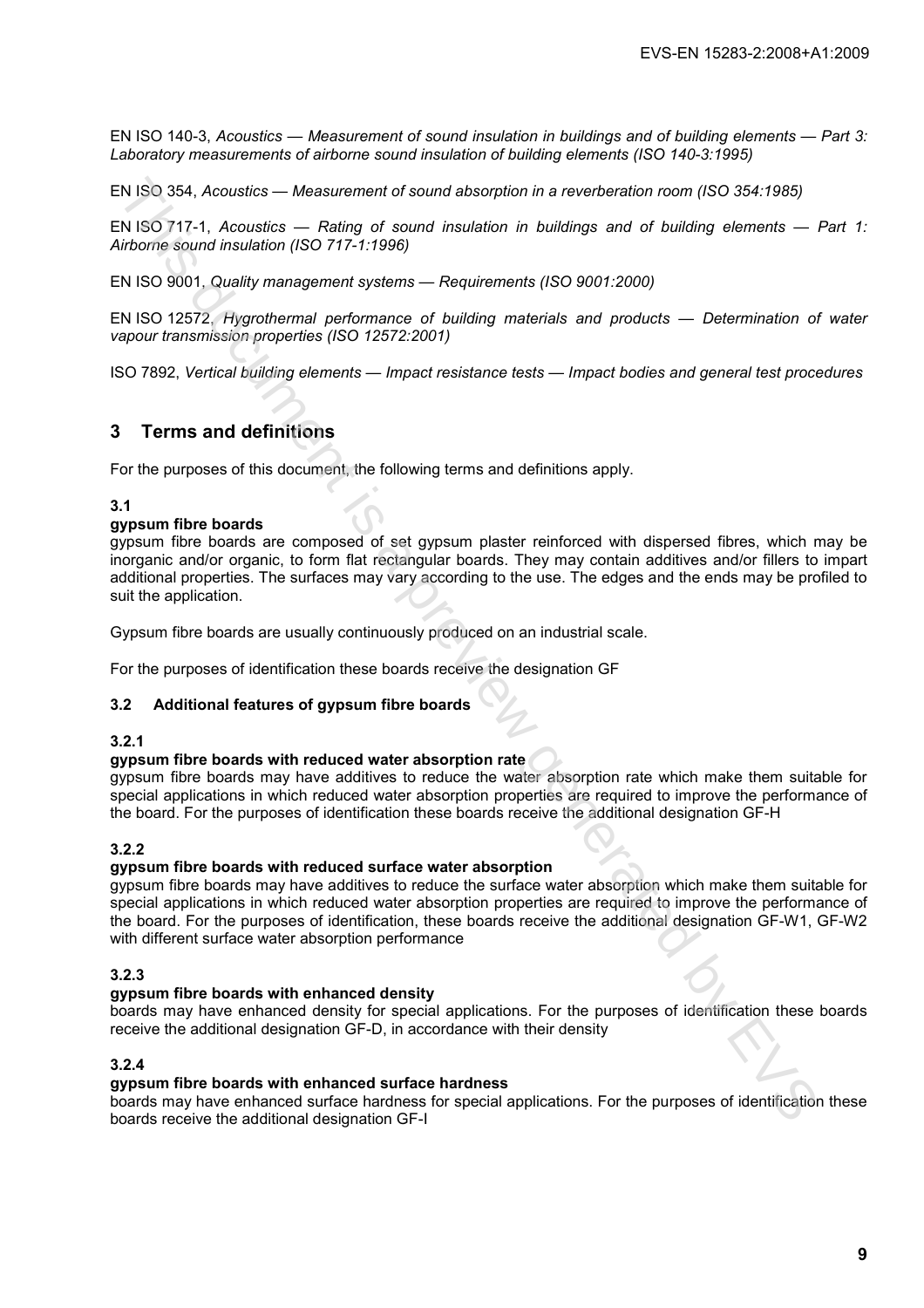EN ISO 140-3, *Acoustics — Measurement of sound insulation in buildings and of building elements — Part 3: Laboratory measurements of airborne sound insulation of building elements (ISO 140-3:1995)*

EN ISO 354, *Acoustics — Measurement of sound absorption in a reverberation room (ISO 354:1985)*

EN ISO 717-1, *Acoustics — Rating of sound insulation in buildings and of building elements — Part 1: Airborne sound insulation (ISO 717-1:1996)*

EN ISO 9001, *Quality management systems — Requirements (ISO 9001:2000)*

EN ISO 12572, *Hygrothermal performance of building materials and products — Determination of water vapour transmission properties (ISO 12572:2001)*

ISO 7892, *Vertical building elements — Impact resistance tests — Impact bodies and general test procedures*

## 3 Terms and definitions

For the purposes of this document, the following terms and definitions apply.

**3.1**

**gypsum fibre boards**

gypsum fibre boards are composed of set gypsum plaster reinforced with dispersed fibres, which may be inorganic and/or organic, to form flat rectangular boards. They may contain additives and/or fillers to impart additional properties. The surfaces may vary according to the use. The edges and the ends may be profiled to suit the application.

Gypsum fibre boards are usually continuously produced on an industrial scale.

For the purposes of identification these boards receive the designation GF

### 3.2 Additional features of gypsum fibre boards

**3.2.1**

**gypsum fibre boards with reduced water absorption rate**

gypsum fibre boards may have additives to reduce the water absorption rate which make them suitable for special applications in which reduced water absorption properties are required to improve the performance of the board. For the purposes of identification these boards receive the additional designation GF-H

**3.2.2**

**gypsum fibre boards with reduced surface water absorption**

gypsum fibre boards may have additives to reduce the surface water absorption which make them suitable for special applications in which reduced water absorption properties are required to improve the performance of the board. For the purposes of identification, these boards receive the additional designation GF-W1, GF-W2 with different surface water absorption performance

**3.2.3**

**gypsum fibre boards with enhanced density**

boards may have enhanced density for special applications. For the purposes of identification these boards receive the additional designation GF-D, in accordance with their density

**3.2.4**

**gypsum fibre boards with enhanced surface hardness**

boards may have enhanced surface hardness for special applications. For the purposes of identification these boards receive the additional designation GF-I